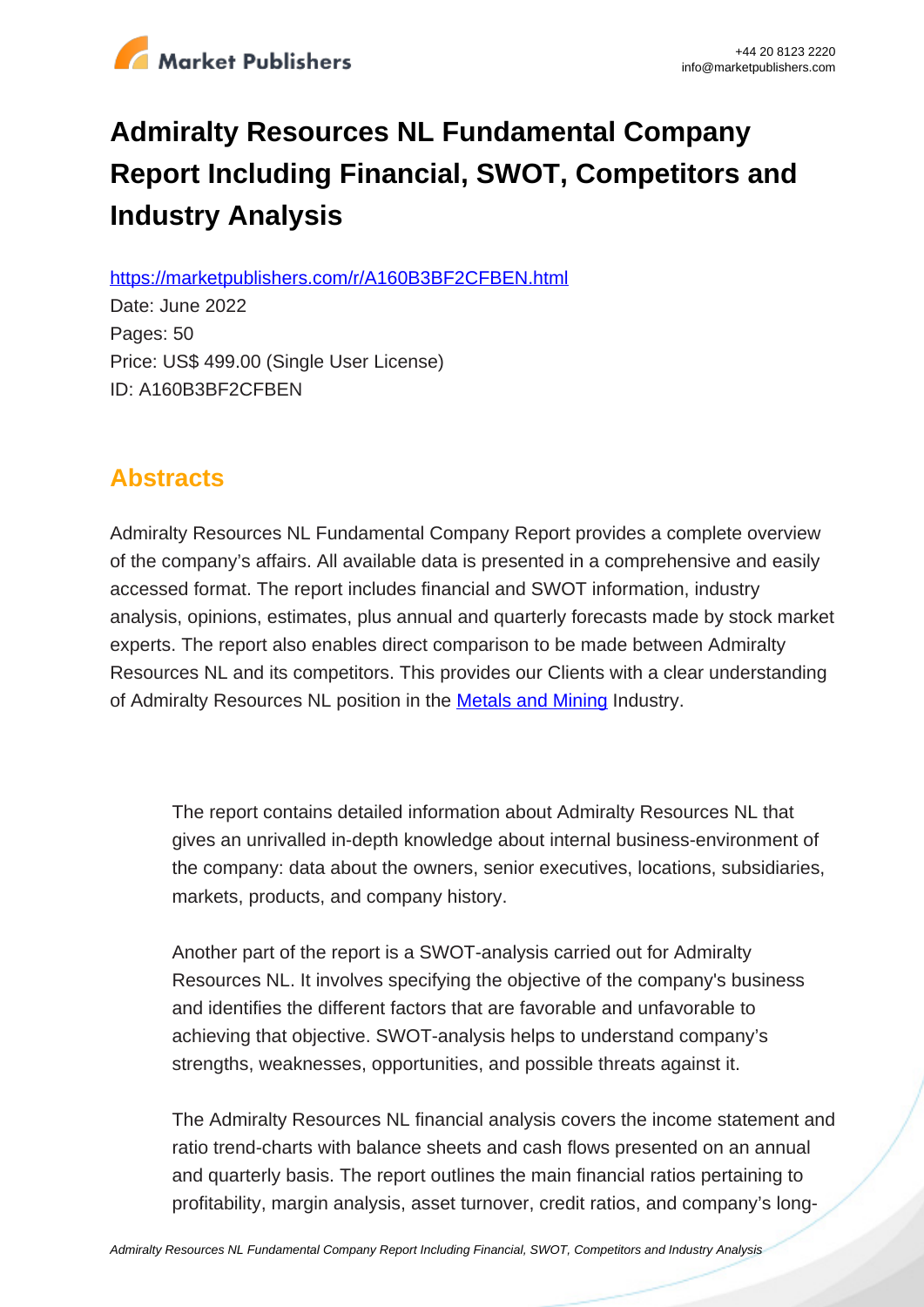# Admiralty Resources NL Fundamental Company Report Including Financial, SWOT, Competitors and Industry Analysis

https://marketpublishers.com/r/A160B3BF2CFBEN.html

Date: June 2022

Pages: 50

Price: US$ 499.00 (Single User License)

ID: A160B3BF2CFBEN

## Abstracts

Admiralty Resources NL Fundamental Company Report provides a complete overview of the company's affairs. All available data is presented in a comprehensive and easily accessed format. The report includes financial and SWOT information, industry analysis, opinions, estimates, plus annual and quarterly forecasts made by stock market experts. The report also enables direct comparison to be made between Admiralty Resources NL and its competitors. This provides our Clients with a clear understanding of Admiralty Resources NL position in the Metals and Mining Industry.

> The report contains detailed information about Admiralty Resources NL that gives an unrivalled in-depth knowledge about internal business-environment of the company: data about the owners, senior executives, locations, subsidiaries, markets, products, and company history.
>
> Another part of the report is a SWOT-analysis carried out for Admiralty Resources NL. It involves specifying the objective of the company's business and identifies the different factors that are favorable and unfavorable to achieving that objective. SWOT-analysis helps to understand company's strengths, weaknesses, opportunities, and possible threats against it.
>
> The Admiralty Resources NL financial analysis covers the income statement and ratio trend-charts with balance sheets and cash flows presented on an annual and quarterly basis. The report outlines the main financial ratios pertaining to profitability, margin analysis, asset turnover, credit ratios, and company's long-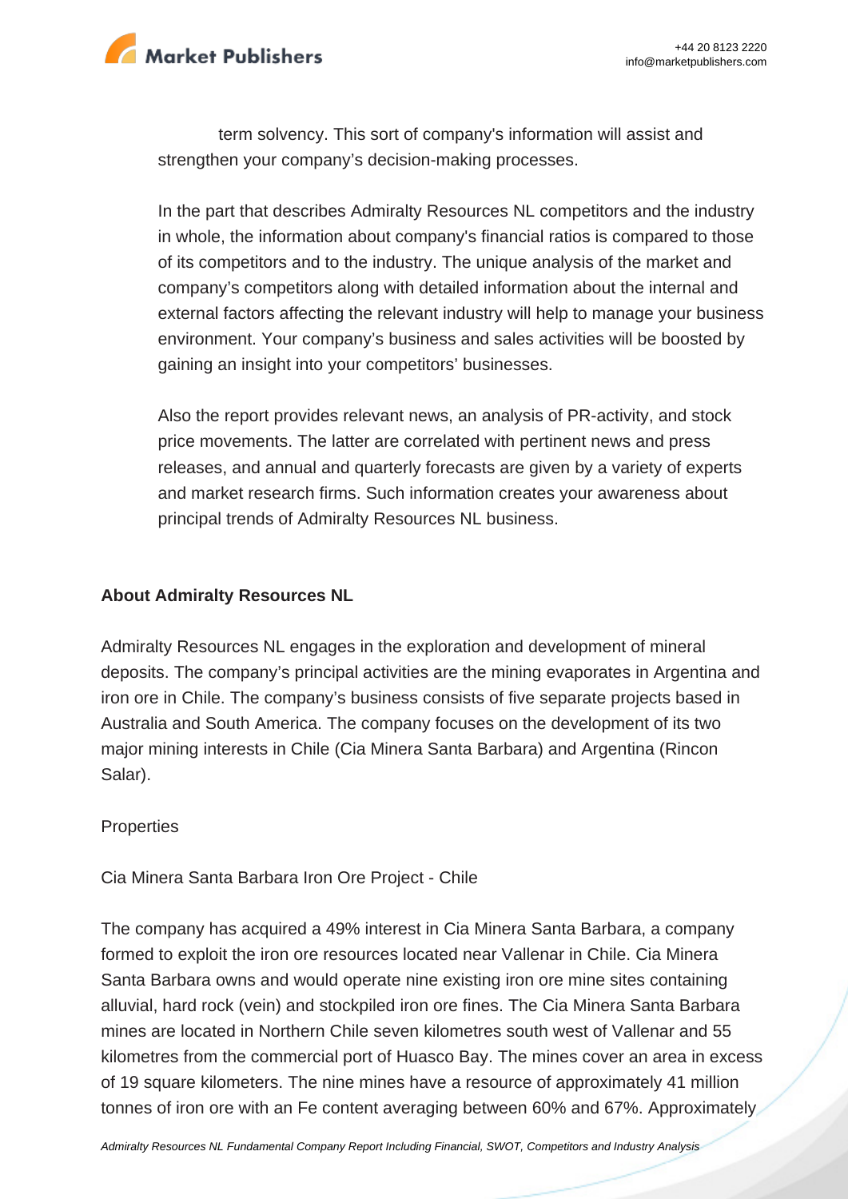term solvency. This sort of company's information will assist and strengthen your company's decision-making processes.

In the part that describes Admiralty Resources NL competitors and the industry in whole, the information about company's financial ratios is compared to those of its competitors and to the industry. The unique analysis of the market and company's competitors along with detailed information about the internal and external factors affecting the relevant industry will help to manage your business environment. Your company's business and sales activities will be boosted by gaining an insight into your competitors' businesses.

Also the report provides relevant news, an analysis of PR-activity, and stock price movements. The latter are correlated with pertinent news and press releases, and annual and quarterly forecasts are given by a variety of experts and market research firms. Such information creates your awareness about principal trends of Admiralty Resources NL business.

**About Admiralty Resources NL**

Admiralty Resources NL engages in the exploration and development of mineral deposits. The company's principal activities are the mining evaporates in Argentina and iron ore in Chile. The company's business consists of five separate projects based in Australia and South America. The company focuses on the development of its two major mining interests in Chile (Cia Minera Santa Barbara) and Argentina (Rincon Salar).

Properties

Cia Minera Santa Barbara Iron Ore Project - Chile

The company has acquired a 49% interest in Cia Minera Santa Barbara, a company formed to exploit the iron ore resources located near Vallenar in Chile. Cia Minera Santa Barbara owns and would operate nine existing iron ore mine sites containing alluvial, hard rock (vein) and stockpiled iron ore fines. The Cia Minera Santa Barbara mines are located in Northern Chile seven kilometres south west of Vallenar and 55 kilometres from the commercial port of Huasco Bay. The mines cover an area in excess of 19 square kilometers. The nine mines have a resource of approximately 41 million tonnes of iron ore with an Fe content averaging between 60% and 67%. Approximately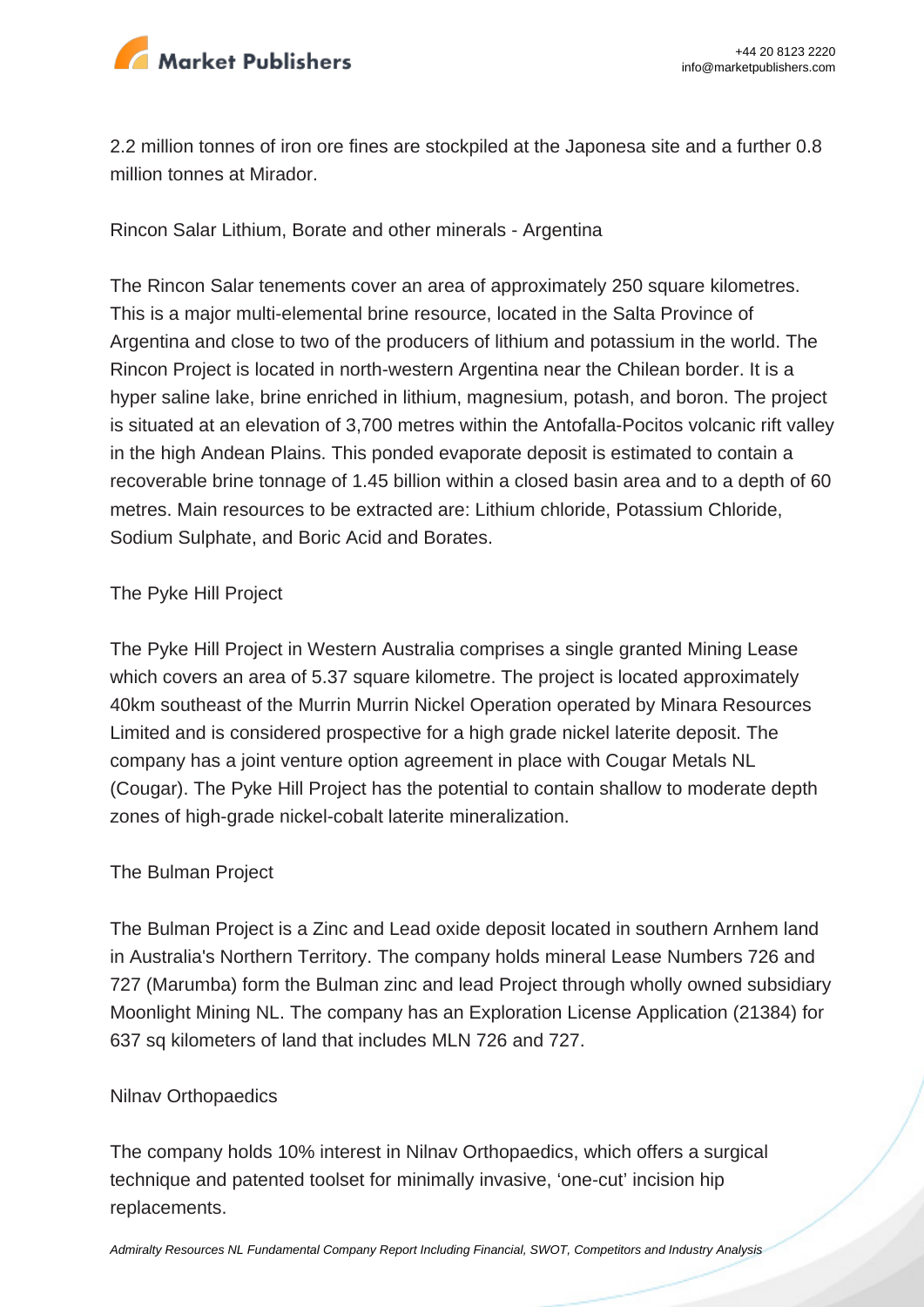2.2 million tonnes of iron ore fines are stockpiled at the Japonesa site and a further 0.8 million tonnes at Mirador.

## Rincon Salar Lithium, Borate and other minerals - Argentina

The Rincon Salar tenements cover an area of approximately 250 square kilometres. This is a major multi-elemental brine resource, located in the Salta Province of Argentina and close to two of the producers of lithium and potassium in the world. The Rincon Project is located in north-western Argentina near the Chilean border. It is a hyper saline lake, brine enriched in lithium, magnesium, potash, and boron. The project is situated at an elevation of 3,700 metres within the Antofalla-Pocitos volcanic rift valley in the high Andean Plains. This ponded evaporate deposit is estimated to contain a recoverable brine tonnage of 1.45 billion within a closed basin area and to a depth of 60 metres. Main resources to be extracted are: Lithium chloride, Potassium Chloride, Sodium Sulphate, and Boric Acid and Borates.

## The Pyke Hill Project

The Pyke Hill Project in Western Australia comprises a single granted Mining Lease which covers an area of 5.37 square kilometre. The project is located approximately 40km southeast of the Murrin Murrin Nickel Operation operated by Minara Resources Limited and is considered prospective for a high grade nickel laterite deposit. The company has a joint venture option agreement in place with Cougar Metals NL (Cougar). The Pyke Hill Project has the potential to contain shallow to moderate depth zones of high-grade nickel-cobalt laterite mineralization.

## The Bulman Project

The Bulman Project is a Zinc and Lead oxide deposit located in southern Arnhem land in Australia's Northern Territory. The company holds mineral Lease Numbers 726 and 727 (Marumba) form the Bulman zinc and lead Project through wholly owned subsidiary Moonlight Mining NL. The company has an Exploration License Application (21384) for 637 sq kilometers of land that includes MLN 726 and 727.

## Nilnav Orthopaedics

The company holds 10% interest in Nilnav Orthopaedics, which offers a surgical technique and patented toolset for minimally invasive, 'one-cut' incision hip replacements.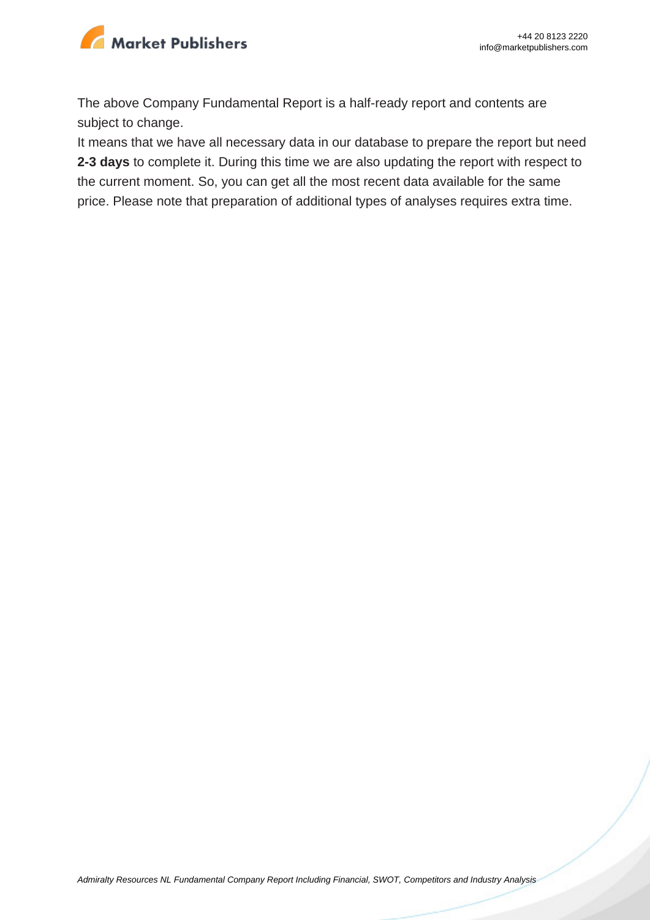The above Company Fundamental Report is a half-ready report and contents are subject to change.

It means that we have all necessary data in our database to prepare the report but need **2-3 days** to complete it. During this time we are also updating the report with respect to the current moment. So, you can get all the most recent data available for the same price. Please note that preparation of additional types of analyses requires extra time.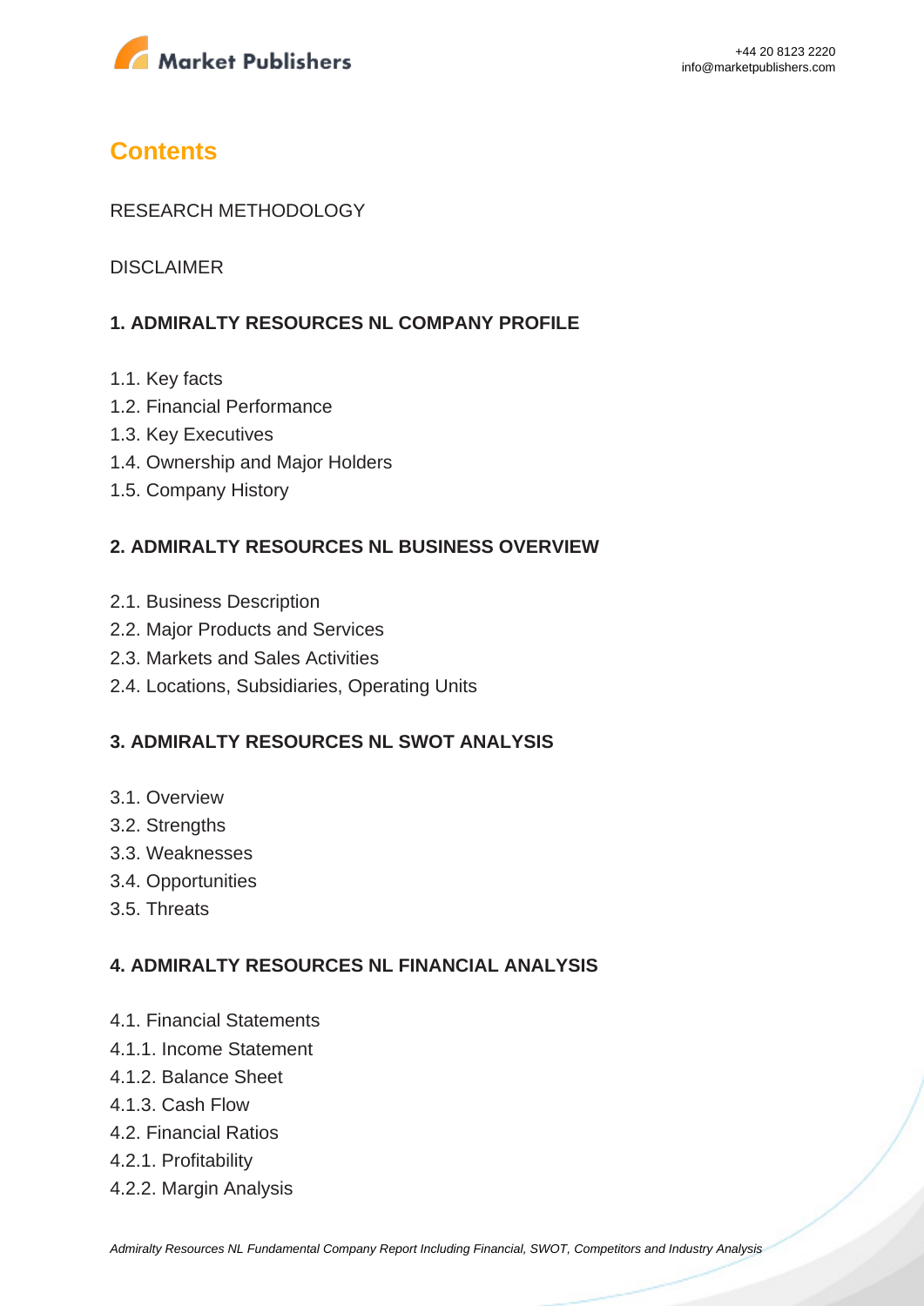## Contents

RESEARCH METHODOLOGY

DISCLAIMER

### 1. ADMIRALTY RESOURCES NL COMPANY PROFILE

1.1. Key facts
1.2. Financial Performance
1.3. Key Executives
1.4. Ownership and Major Holders
1.5. Company History

### 2. ADMIRALTY RESOURCES NL BUSINESS OVERVIEW

2.1. Business Description
2.2. Major Products and Services
2.3. Markets and Sales Activities
2.4. Locations, Subsidiaries, Operating Units

### 3. ADMIRALTY RESOURCES NL SWOT ANALYSIS

3.1. Overview
3.2. Strengths
3.3. Weaknesses
3.4. Opportunities
3.5. Threats

### 4. ADMIRALTY RESOURCES NL FINANCIAL ANALYSIS

4.1. Financial Statements
4.1.1. Income Statement
4.1.2. Balance Sheet
4.1.3. Cash Flow
4.2. Financial Ratios
4.2.1. Profitability
4.2.2. Margin Analysis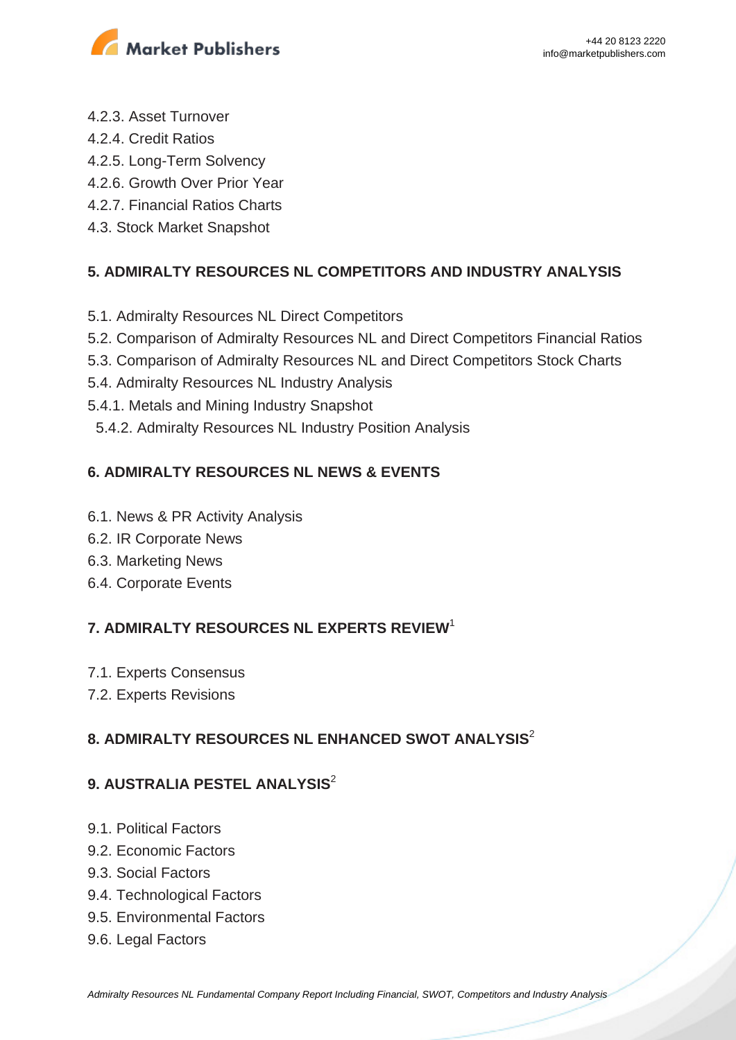4.2.3. Asset Turnover
4.2.4. Credit Ratios
4.2.5. Long-Term Solvency
4.2.6. Growth Over Prior Year
4.2.7. Financial Ratios Charts
4.3. Stock Market Snapshot

**5. ADMIRALTY RESOURCES NL COMPETITORS AND INDUSTRY ANALYSIS**

5.1. Admiralty Resources NL Direct Competitors
5.2. Comparison of Admiralty Resources NL and Direct Competitors Financial Ratios
5.3. Comparison of Admiralty Resources NL and Direct Competitors Stock Charts
5.4. Admiralty Resources NL Industry Analysis
5.4.1. Metals and Mining Industry Snapshot
5.4.2. Admiralty Resources NL Industry Position Analysis

**6. ADMIRALTY RESOURCES NL NEWS & EVENTS**

6.1. News & PR Activity Analysis
6.2. IR Corporate News
6.3. Marketing News
6.4. Corporate Events

**7. ADMIRALTY RESOURCES NL EXPERTS REVIEW**[1]

7.1. Experts Consensus
7.2. Experts Revisions

**8. ADMIRALTY RESOURCES NL ENHANCED SWOT ANALYSIS**[2]

**9. AUSTRALIA PESTEL ANALYSIS**[2]

9.1. Political Factors
9.2. Economic Factors
9.3. Social Factors
9.4. Technological Factors
9.5. Environmental Factors
9.6. Legal Factors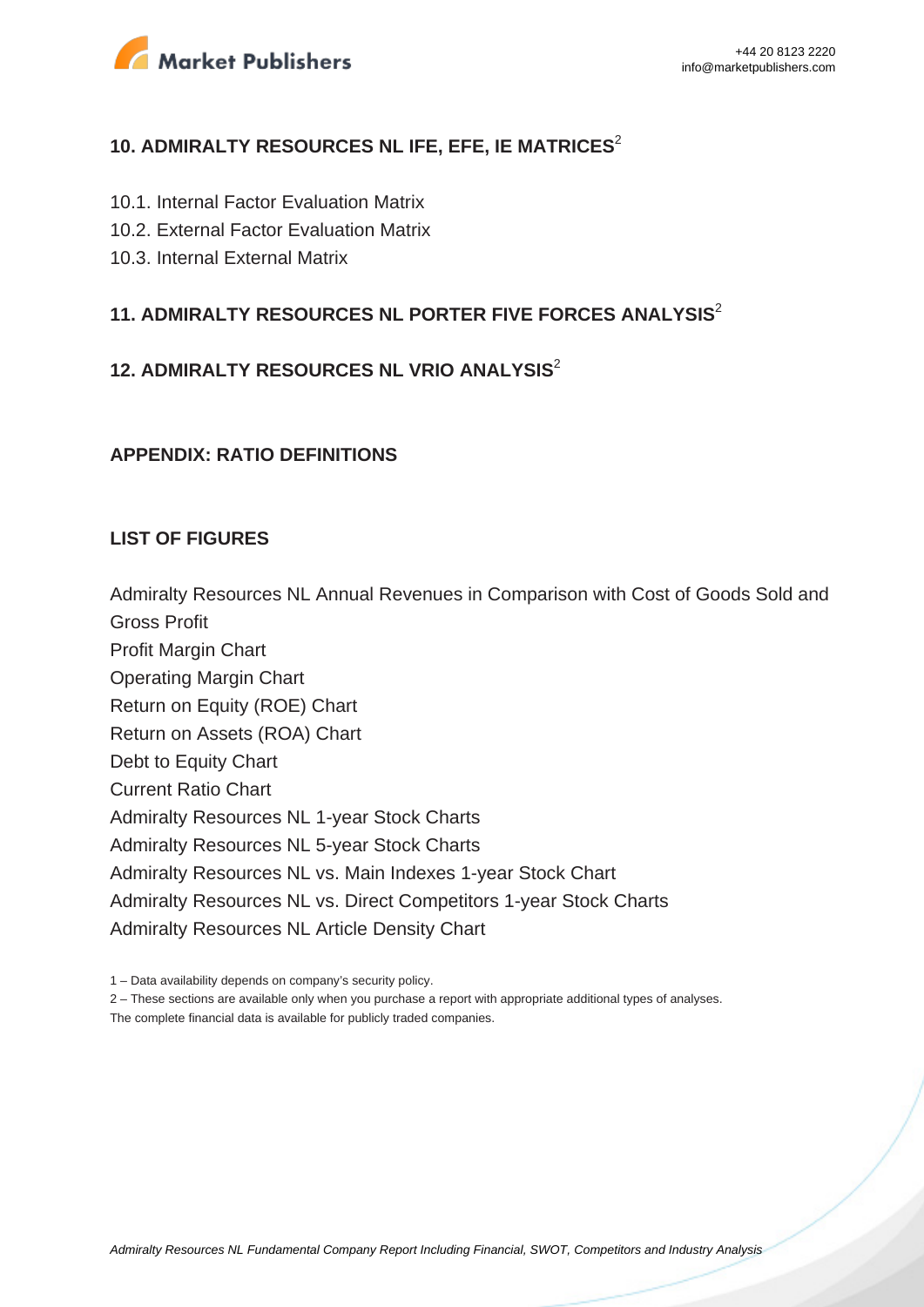## 10. ADMIRALTY RESOURCES NL IFE, EFE, IE MATRICES[2]

10.1. Internal Factor Evaluation Matrix
10.2. External Factor Evaluation Matrix
10.3. Internal External Matrix

## 11. ADMIRALTY RESOURCES NL PORTER FIVE FORCES ANALYSIS[2]

## 12. ADMIRALTY RESOURCES NL VRIO ANALYSIS[2]

## APPENDIX: RATIO DEFINITIONS

## LIST OF FIGURES

Admiralty Resources NL Annual Revenues in Comparison with Cost of Goods Sold and Gross Profit
Profit Margin Chart
Operating Margin Chart
Return on Equity (ROE) Chart
Return on Assets (ROA) Chart
Debt to Equity Chart
Current Ratio Chart
Admiralty Resources NL 1-year Stock Charts
Admiralty Resources NL 5-year Stock Charts
Admiralty Resources NL vs. Main Indexes 1-year Stock Chart
Admiralty Resources NL vs. Direct Competitors 1-year Stock Charts
Admiralty Resources NL Article Density Chart

1 – Data availability depends on company's security policy.
2 – These sections are available only when you purchase a report with appropriate additional types of analyses.
The complete financial data is available for publicly traded companies.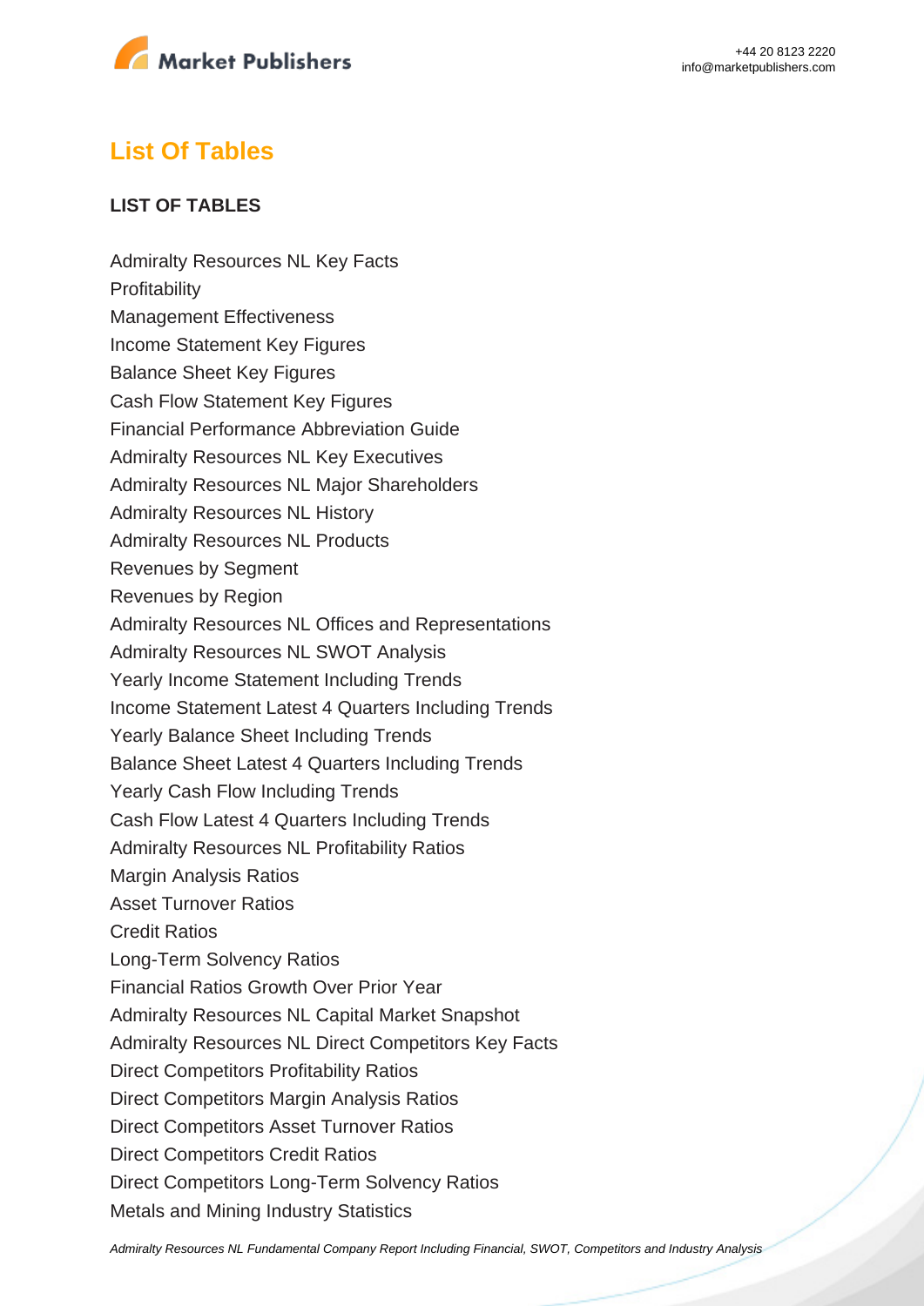## List Of Tables

**LIST OF TABLES**

Admiralty Resources NL Key Facts
Profitability
Management Effectiveness
Income Statement Key Figures
Balance Sheet Key Figures
Cash Flow Statement Key Figures
Financial Performance Abbreviation Guide
Admiralty Resources NL Key Executives
Admiralty Resources NL Major Shareholders
Admiralty Resources NL History
Admiralty Resources NL Products
Revenues by Segment
Revenues by Region
Admiralty Resources NL Offices and Representations
Admiralty Resources NL SWOT Analysis
Yearly Income Statement Including Trends
Income Statement Latest 4 Quarters Including Trends
Yearly Balance Sheet Including Trends
Balance Sheet Latest 4 Quarters Including Trends
Yearly Cash Flow Including Trends
Cash Flow Latest 4 Quarters Including Trends
Admiralty Resources NL Profitability Ratios
Margin Analysis Ratios
Asset Turnover Ratios
Credit Ratios
Long-Term Solvency Ratios
Financial Ratios Growth Over Prior Year
Admiralty Resources NL Capital Market Snapshot
Admiralty Resources NL Direct Competitors Key Facts
Direct Competitors Profitability Ratios
Direct Competitors Margin Analysis Ratios
Direct Competitors Asset Turnover Ratios
Direct Competitors Credit Ratios
Direct Competitors Long-Term Solvency Ratios
Metals and Mining Industry Statistics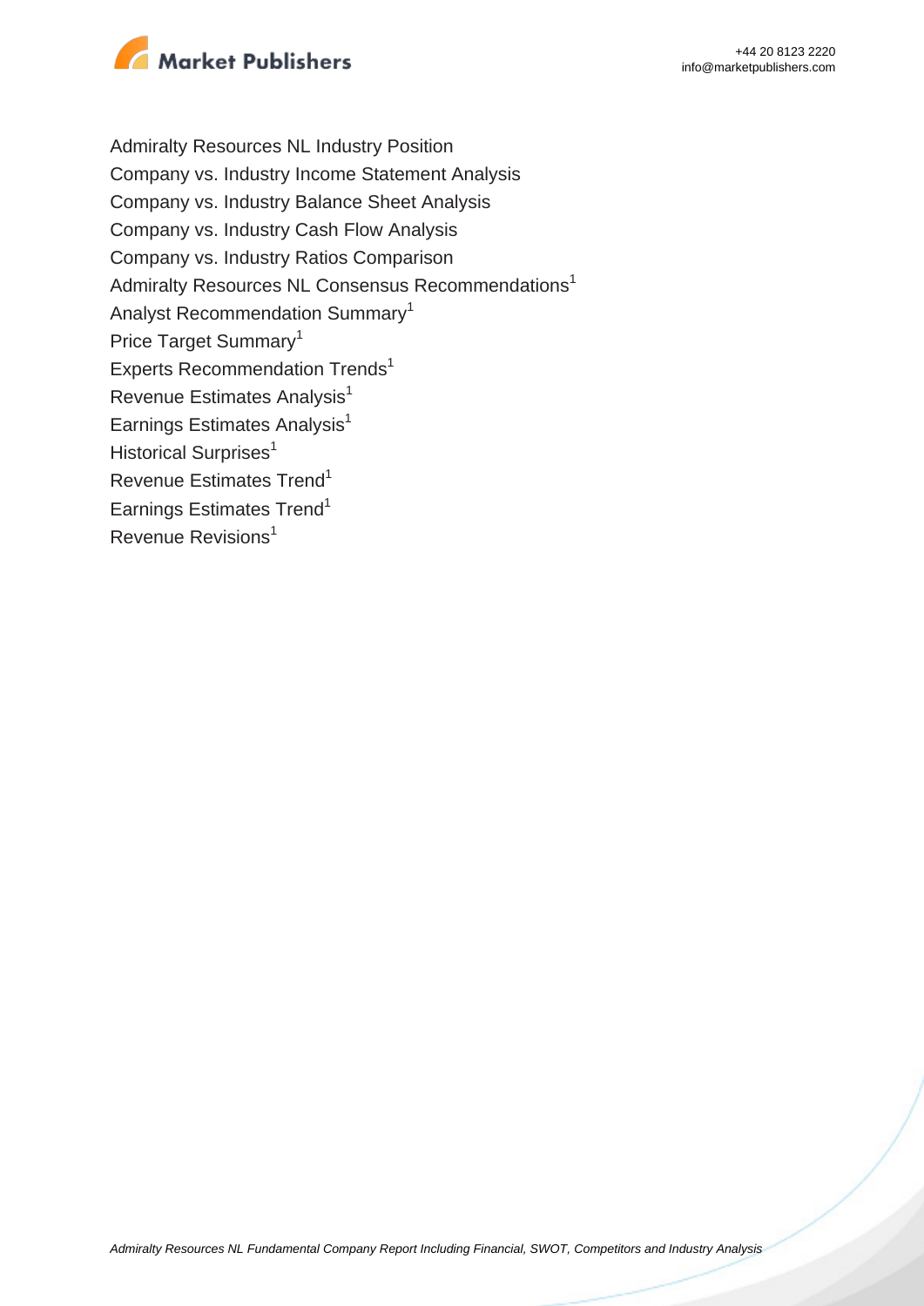Admiralty Resources NL Industry Position
Company vs. Industry Income Statement Analysis
Company vs. Industry Balance Sheet Analysis
Company vs. Industry Cash Flow Analysis
Company vs. Industry Ratios Comparison
Admiralty Resources NL Consensus Recommendations[1]
Analyst Recommendation Summary[1]
Price Target Summary[1]
Experts Recommendation Trends[1]
Revenue Estimates Analysis[1]
Earnings Estimates Analysis[1]
Historical Surprises[1]
Revenue Estimates Trend[1]
Earnings Estimates Trend[1]
Revenue Revisions[1]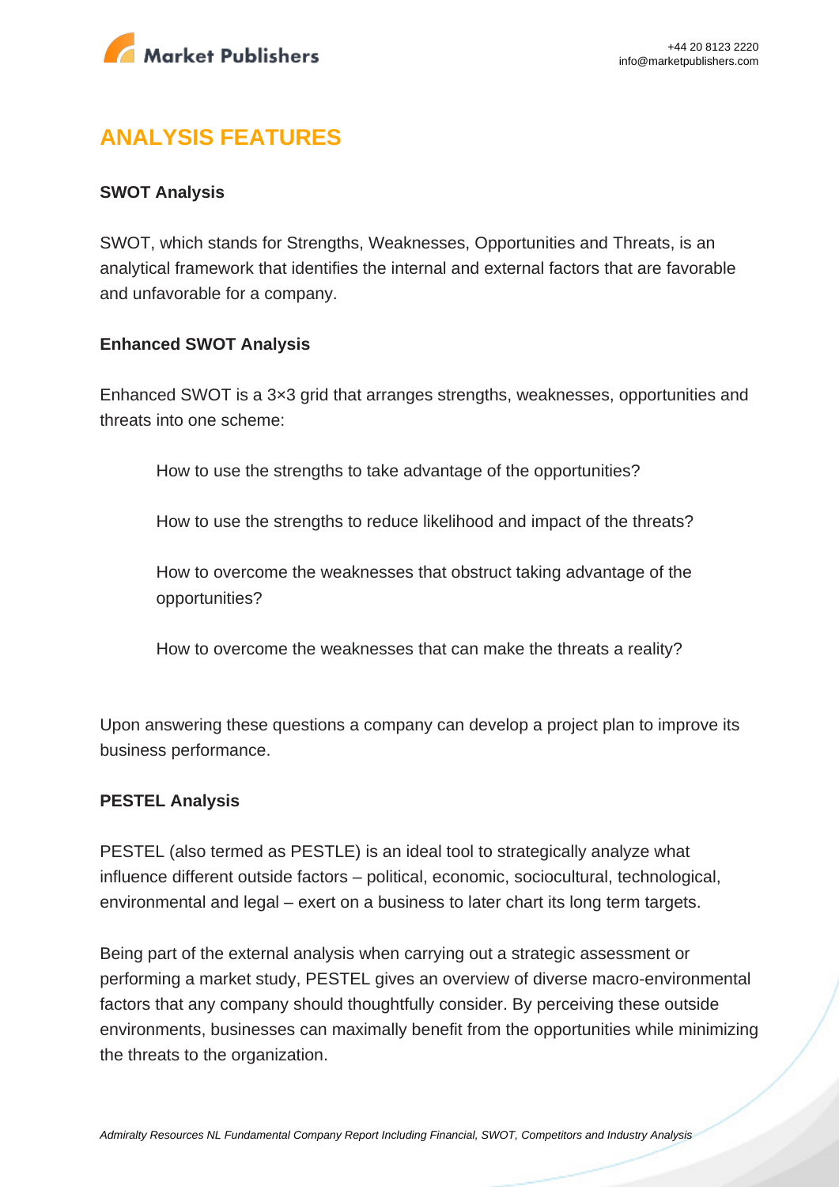## ANALYSIS FEATURES

**SWOT Analysis**

SWOT, which stands for Strengths, Weaknesses, Opportunities and Threats, is an analytical framework that identifies the internal and external factors that are favorable and unfavorable for a company.

**Enhanced SWOT Analysis**

Enhanced SWOT is a 3×3 grid that arranges strengths, weaknesses, opportunities and threats into one scheme:

> How to use the strengths to take advantage of the opportunities?
>
> How to use the strengths to reduce likelihood and impact of the threats?
>
> How to overcome the weaknesses that obstruct taking advantage of the opportunities?
>
> How to overcome the weaknesses that can make the threats a reality?

Upon answering these questions a company can develop a project plan to improve its business performance.

**PESTEL Analysis**

PESTEL (also termed as PESTLE) is an ideal tool to strategically analyze what influence different outside factors – political, economic, sociocultural, technological, environmental and legal – exert on a business to later chart its long term targets.

Being part of the external analysis when carrying out a strategic assessment or performing a market study, PESTEL gives an overview of diverse macro-environmental factors that any company should thoughtfully consider. By perceiving these outside environments, businesses can maximally benefit from the opportunities while minimizing the threats to the organization.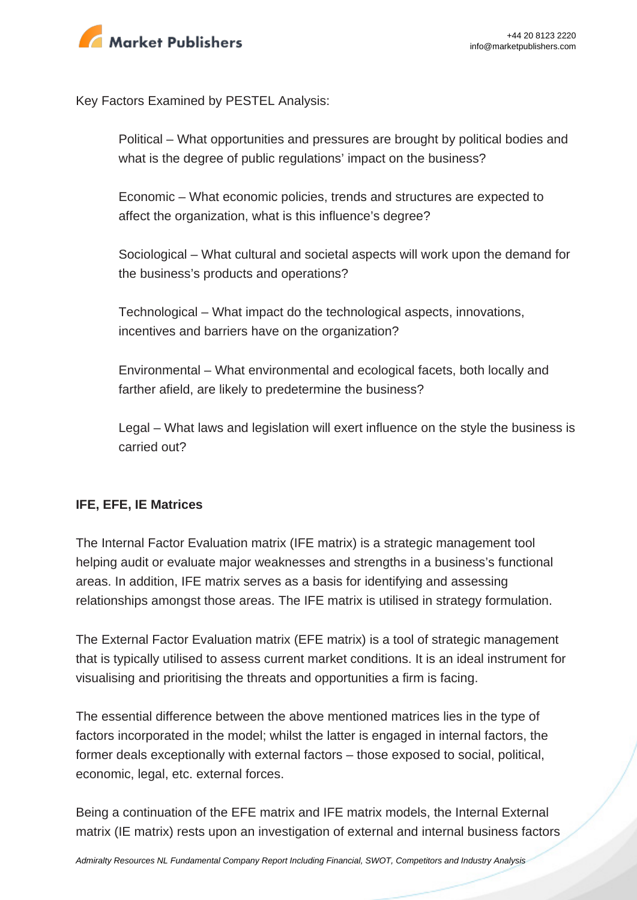Key Factors Examined by PESTEL Analysis:

Political – What opportunities and pressures are brought by political bodies and what is the degree of public regulations' impact on the business?

Economic – What economic policies, trends and structures are expected to affect the organization, what is this influence's degree?

Sociological – What cultural and societal aspects will work upon the demand for the business's products and operations?

Technological – What impact do the technological aspects, innovations, incentives and barriers have on the organization?

Environmental – What environmental and ecological facets, both locally and farther afield, are likely to predetermine the business?

Legal – What laws and legislation will exert influence on the style the business is carried out?

**IFE, EFE, IE Matrices**

The Internal Factor Evaluation matrix (IFE matrix) is a strategic management tool helping audit or evaluate major weaknesses and strengths in a business's functional areas. In addition, IFE matrix serves as a basis for identifying and assessing relationships amongst those areas. The IFE matrix is utilised in strategy formulation.

The External Factor Evaluation matrix (EFE matrix) is a tool of strategic management that is typically utilised to assess current market conditions. It is an ideal instrument for visualising and prioritising the threats and opportunities a firm is facing.

The essential difference between the above mentioned matrices lies in the type of factors incorporated in the model; whilst the latter is engaged in internal factors, the former deals exceptionally with external factors – those exposed to social, political, economic, legal, etc. external forces.

Being a continuation of the EFE matrix and IFE matrix models, the Internal External matrix (IE matrix) rests upon an investigation of external and internal business factors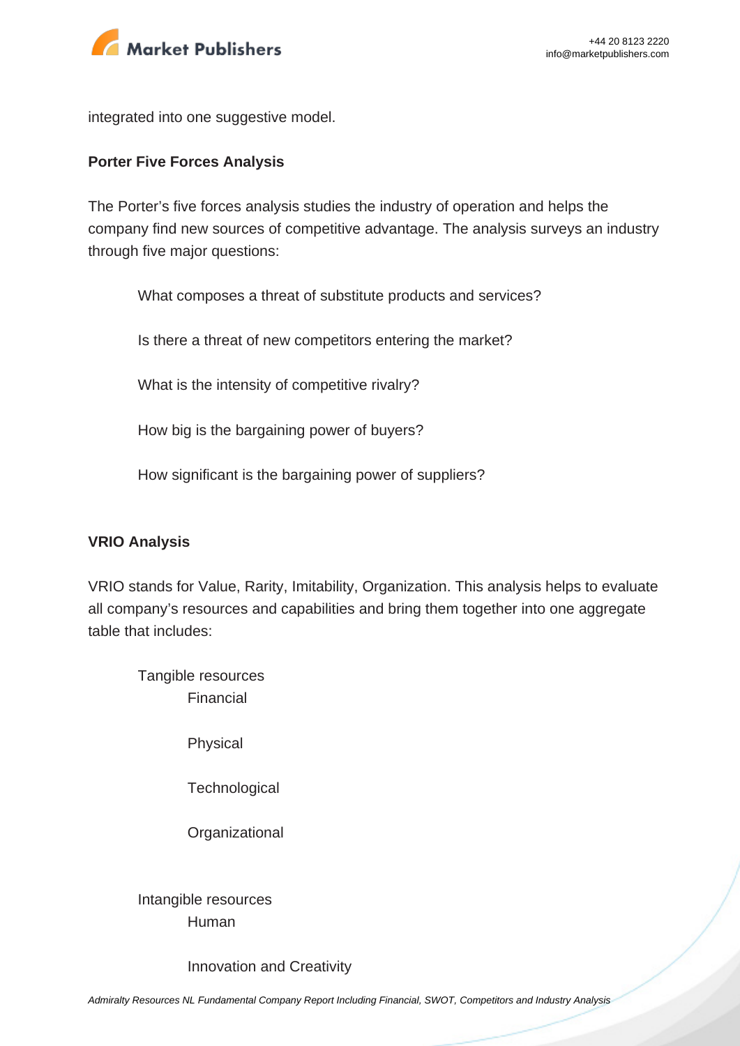integrated into one suggestive model.

**Porter Five Forces Analysis**

The Porter's five forces analysis studies the industry of operation and helps the company find new sources of competitive advantage. The analysis surveys an industry through five major questions:

- What composes a threat of substitute products and services?
- Is there a threat of new competitors entering the market?
- What is the intensity of competitive rivalry?
- How big is the bargaining power of buyers?
- How significant is the bargaining power of suppliers?

**VRIO Analysis**

VRIO stands for Value, Rarity, Imitability, Organization. This analysis helps to evaluate all company's resources and capabilities and bring them together into one aggregate table that includes:

- Tangible resources
  - Financial
  - Physical
  - Technological
  - Organizational
- Intangible resources
  - Human
  - Innovation and Creativity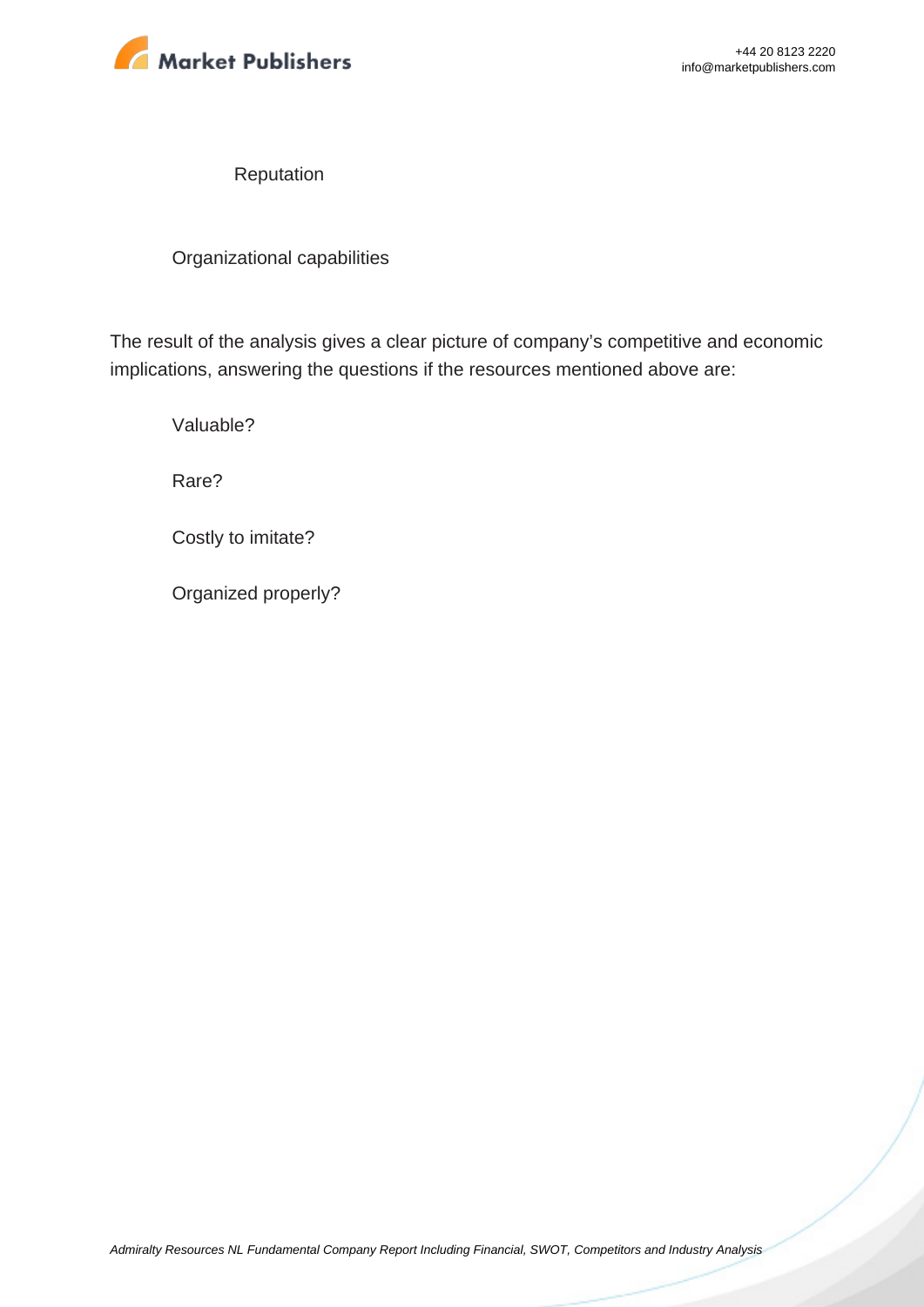- Reputation
- Organizational capabilities

The result of the analysis gives a clear picture of company's competitive and economic implications, answering the questions if the resources mentioned above are:

- Valuable?
- Rare?
- Costly to imitate?
- Organized properly?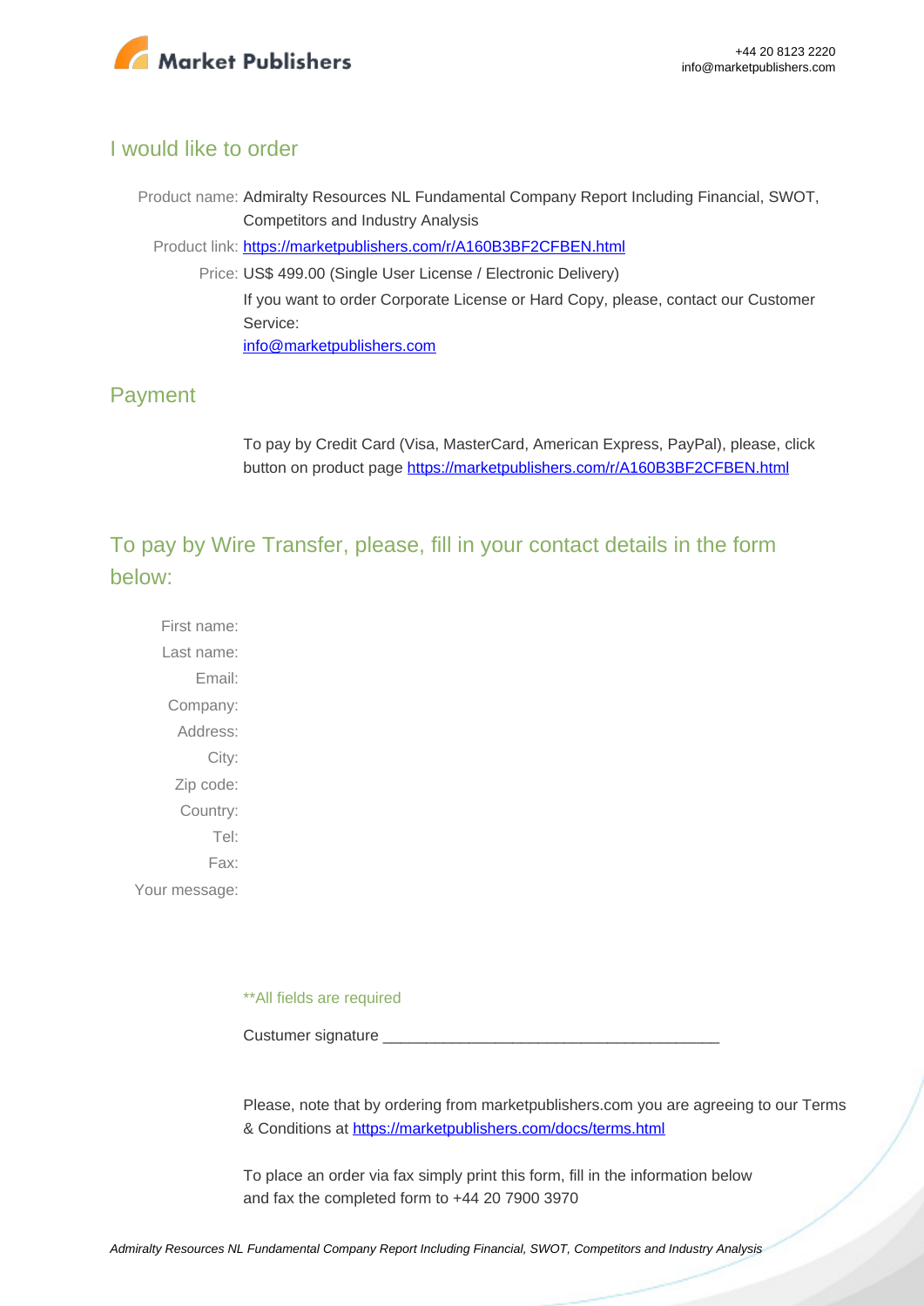## I would like to order

Product name: Admiralty Resources NL Fundamental Company Report Including Financial, SWOT, Competitors and Industry Analysis

Product link: [https://marketpublishers.com/r/A160B3BF2CFBEN.html](https://marketpublishers.com/r/A160B3BF2CFBEN.html)

Price: US$ 499.00 (Single User License / Electronic Delivery)

If you want to order Corporate License or Hard Copy, please, contact our Customer Service:

[info@marketpublishers.com](mailto:info@marketpublishers.com)

## Payment

To pay by Credit Card (Visa, MasterCard, American Express, PayPal), please, click button on product page [https://marketpublishers.com/r/A160B3BF2CFBEN.html](https://marketpublishers.com/r/A160B3BF2CFBEN.html)

## To pay by Wire Transfer, please, fill in your contact details in the form below:

First name:

Last name:

Email:

Company:

Address:

City:

Zip code:

Country:

Tel:

Fax:

Your message:

**All fields are required

Custumer signature _______________________________________

Please, note that by ordering from marketpublishers.com you are agreeing to our Terms & Conditions at [https://marketpublishers.com/docs/terms.html](https://marketpublishers.com/docs/terms.html)

To place an order via fax simply print this form, fill in the information below and fax the completed form to +44 20 7900 3970